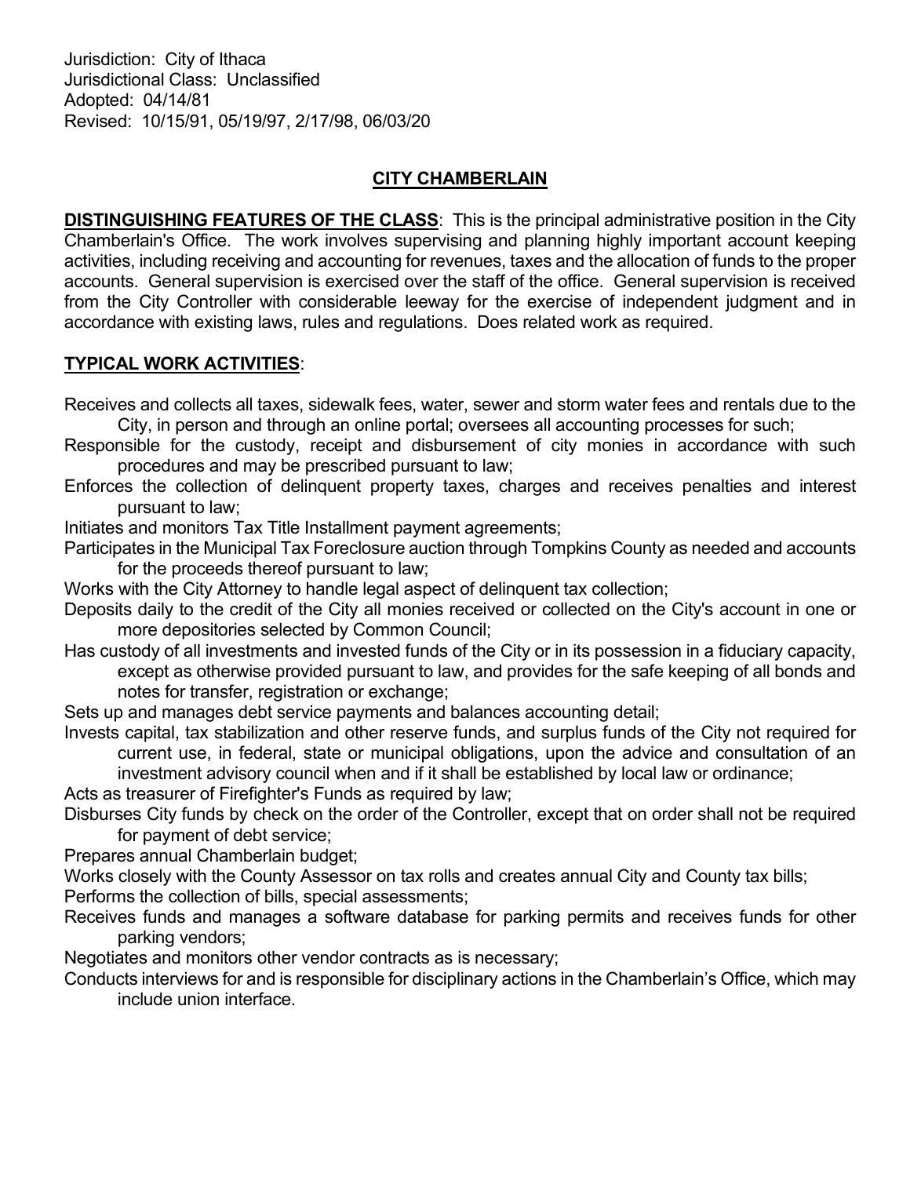Jurisdiction: City of Ithaca
Jurisdictional Class: Unclassified
Adopted: 04/14/81
Revised: 10/15/91, 05/19/97, 2/17/98, 06/03/20

## CITY CHAMBERLAIN

**DISTINGUISHING FEATURES OF THE CLASS**: This is the principal administrative position in the City Chamberlain's Office. The work involves supervising and planning highly important account keeping activities, including receiving and accounting for revenues, taxes and the allocation of funds to the proper accounts. General supervision is exercised over the staff of the office. General supervision is received from the City Controller with considerable leeway for the exercise of independent judgment and in accordance with existing laws, rules and regulations. Does related work as required.

**TYPICAL WORK ACTIVITIES**:

Receives and collects all taxes, sidewalk fees, water, sewer and storm water fees and rentals due to the City, in person and through an online portal; oversees all accounting processes for such;

Responsible for the custody, receipt and disbursement of city monies in accordance with such procedures and may be prescribed pursuant to law;

Enforces the collection of delinquent property taxes, charges and receives penalties and interest pursuant to law;

Initiates and monitors Tax Title Installment payment agreements;

Participates in the Municipal Tax Foreclosure auction through Tompkins County as needed and accounts for the proceeds thereof pursuant to law;

Works with the City Attorney to handle legal aspect of delinquent tax collection;

Deposits daily to the credit of the City all monies received or collected on the City's account in one or more depositories selected by Common Council;

Has custody of all investments and invested funds of the City or in its possession in a fiduciary capacity, except as otherwise provided pursuant to law, and provides for the safe keeping of all bonds and notes for transfer, registration or exchange;

Sets up and manages debt service payments and balances accounting detail;

Invests capital, tax stabilization and other reserve funds, and surplus funds of the City not required for current use, in federal, state or municipal obligations, upon the advice and consultation of an investment advisory council when and if it shall be established by local law or ordinance;

Acts as treasurer of Firefighter's Funds as required by law;

Disburses City funds by check on the order of the Controller, except that on order shall not be required for payment of debt service;

Prepares annual Chamberlain budget;

Works closely with the County Assessor on tax rolls and creates annual City and County tax bills;

Performs the collection of bills, special assessments;

Receives funds and manages a software database for parking permits and receives funds for other parking vendors;

Negotiates and monitors other vendor contracts as is necessary;

Conducts interviews for and is responsible for disciplinary actions in the Chamberlain's Office, which may include union interface.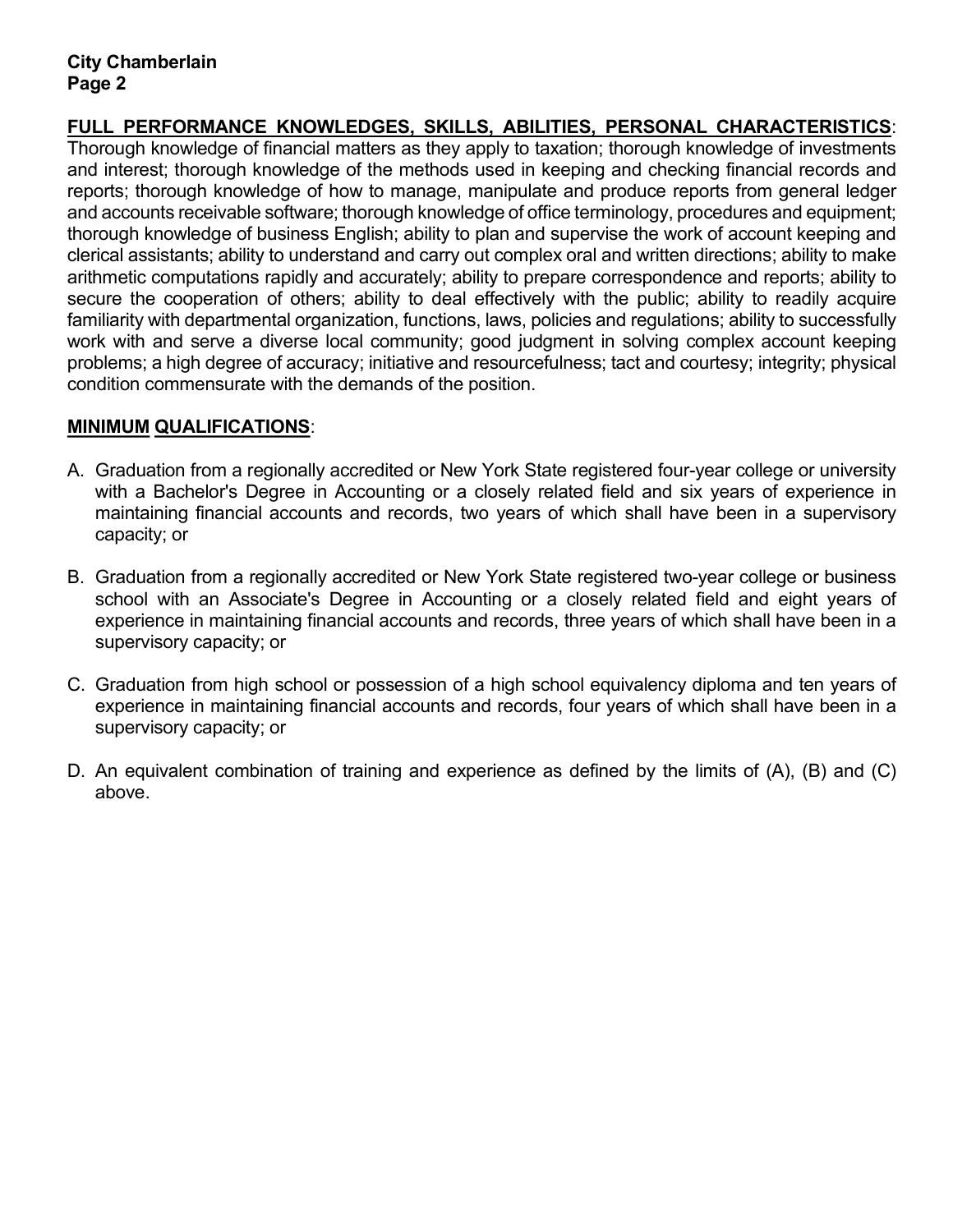**FULL PERFORMANCE KNOWLEDGES, SKILLS, ABILITIES, PERSONAL CHARACTERISTICS**: Thorough knowledge of financial matters as they apply to taxation; thorough knowledge of investments and interest; thorough knowledge of the methods used in keeping and checking financial records and reports; thorough knowledge of how to manage, manipulate and produce reports from general ledger and accounts receivable software; thorough knowledge of office terminology, procedures and equipment; thorough knowledge of business English; ability to plan and supervise the work of account keeping and clerical assistants; ability to understand and carry out complex oral and written directions; ability to make arithmetic computations rapidly and accurately; ability to prepare correspondence and reports; ability to secure the cooperation of others; ability to deal effectively with the public; ability to readily acquire familiarity with departmental organization, functions, laws, policies and regulations; ability to successfully work with and serve a diverse local community; good judgment in solving complex account keeping problems; a high degree of accuracy; initiative and resourcefulness; tact and courtesy; integrity; physical condition commensurate with the demands of the position.

**MINIMUM QUALIFICATIONS**:

A. Graduation from a regionally accredited or New York State registered four-year college or university with a Bachelor's Degree in Accounting or a closely related field and six years of experience in maintaining financial accounts and records, two years of which shall have been in a supervisory capacity; or

B. Graduation from a regionally accredited or New York State registered two-year college or business school with an Associate's Degree in Accounting or a closely related field and eight years of experience in maintaining financial accounts and records, three years of which shall have been in a supervisory capacity; or

C. Graduation from high school or possession of a high school equivalency diploma and ten years of experience in maintaining financial accounts and records, four years of which shall have been in a supervisory capacity; or

D. An equivalent combination of training and experience as defined by the limits of (A), (B) and (C) above.